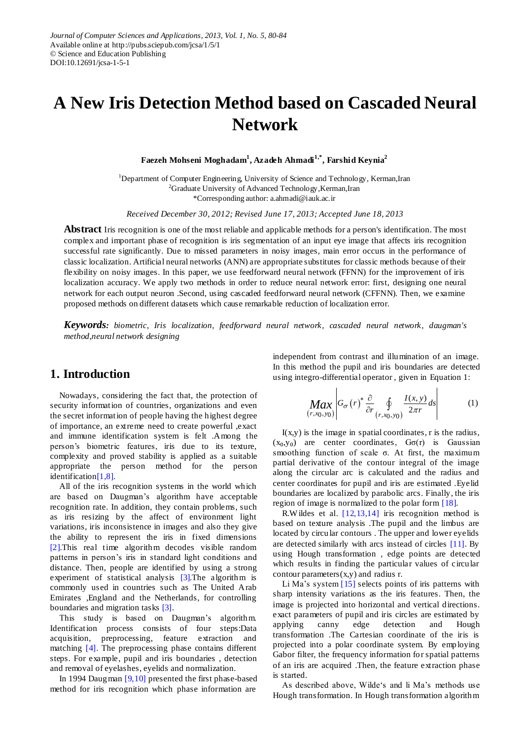Journal of Computer Sciences and Applications, 2013, Vol. 1, No. 5, 80-84
Available online at http://pubs.sciepub.com/jcsa/1/5/1
© Science and Education Publishing
DOI:10.12691/jcsa-1-5-1

# A New Iris Detection Method based on Cascaded Neural Network

**Faezeh Mohseni Moghadam[1], Azadeh Ahmadi[1,*], Farshid Keynia[2]**

[1]Department of Computer Engineering, University of Science and Technology, Kerman,Iran
[2]Graduate University of Advanced Technology,Kerman,Iran
*Corresponding author: a.ahmadi@iauk.ac.ir

*Received December 30, 2012; Revised June 17, 2013; Accepted June 18, 2013*

**Abstract** Iris recognition is one of the most reliable and applicable methods for a person's identification. The most complex and important phase of recognition is iris segmentation of an input eye image that affects iris recognition successful rate significantly. Due to missed parameters in noisy images, main error occurs in the performance of classic localization. Artificial neural networks (ANN) are appropriate substitutes for classic methods because of their flexibility on noisy images. In this paper, we use feedforward neural network (FFNN) for the improvement of iris localization accuracy. We apply two methods in order to reduce neural network error: first, designing one neural network for each output neuron .Second, using cascaded feedforward neural network (CFFNN). Then, we examine proposed methods on different datasets which cause remarkable reduction of localization error.

***Keywords:*** *biometric, Iris localization, feedforward neural network, cascaded neural network, daugman's method,neural network designing*

## 1. Introduction

Nowadays, considering the fact that, the protection of security information of countries, organizations and even the secret information of people having the highest degree of importance, an extreme need to create powerful ,exact and immune identification system is felt .Among the person's biometric features, iris due to its texture, complexity and proved stability is applied as a suitable appropriate the person method for the person identification[1,8].

All of the iris recognition systems in the world which are based on Daugman's algorithm have acceptable recognition rate. In addition, they contain problems, such as iris resizing by the affect of environment light variations, iris inconsistence in images and also they give the ability to represent the iris in fixed dimensions [2].This real time algorithm decodes visible random patterns in person's iris in standard light conditions and distance. Then, people are identified by using a strong experiment of statistical analysis [3].The algorithm is commonly used in countries such as The United Arab Emirates ,England and the Netherlands, for controlling boundaries and migration tasks [3].

This study is based on Daugman's algorithm. Identification process consists of four steps:Data acquisition, preprocessing, feature extraction and matching [4]. The preprocessing phase contains different steps. For example, pupil and iris boundaries , detection and removal of eyelashes, eyelids and normalization.

In 1994 Daugman [9,10] presented the first phase-based method for iris recognition which phase information are independent from contrast and illumination of an image. In this method the pupil and iris boundaries are detected using integro-differential operator , given in Equation 1:

$$\underset{(r,x_0,y_0)}{Max}\left| G_\sigma(r)^* \frac{\partial}{\partial r} \oint_{(r,x_0,y_0)} \frac{I(x,y)}{2\pi r} ds \right| \qquad (1)$$

I(x,y) is the image in spatial coordinates, r is the radius, $(x_0,y_0)$ are center coordinates, $G\sigma(r)$ is Gaussian smoothing function of scale σ. At first, the maximum partial derivative of the contour integral of the image along the circular arc is calculated and the radius and center coordinates for pupil and iris are estimated .Eyelid boundaries are localized by parabolic arcs. Finally, the iris region of image is normalized to the polar form [18].

R.Wildes et al. [12,13,14] iris recognition method is based on texture analysis .The pupil and the limbus are located by circular contours . The upper and lower eyelids are detected similarly with arcs instead of circles [11]. By using Hough transformation , edge points are detected which results in finding the particular values of circular contour parameters(x,y) and radius r.

Li Ma's system [15] selects points of iris patterns with sharp intensity variations as the iris features. Then, the image is projected into horizontal and vertical directions. exact parameters of pupil and iris circles are estimated by applying canny edge detection and Hough transformation .The Cartesian coordinate of the iris is projected into a polar coordinate system. By employing Gabor filter, the frequency information for spatial patterns of an iris are acquired .Then, the feature extraction phase is started.

As described above, Wilde's and li Ma's methods use Hough transformation. In Hough transformation algorithm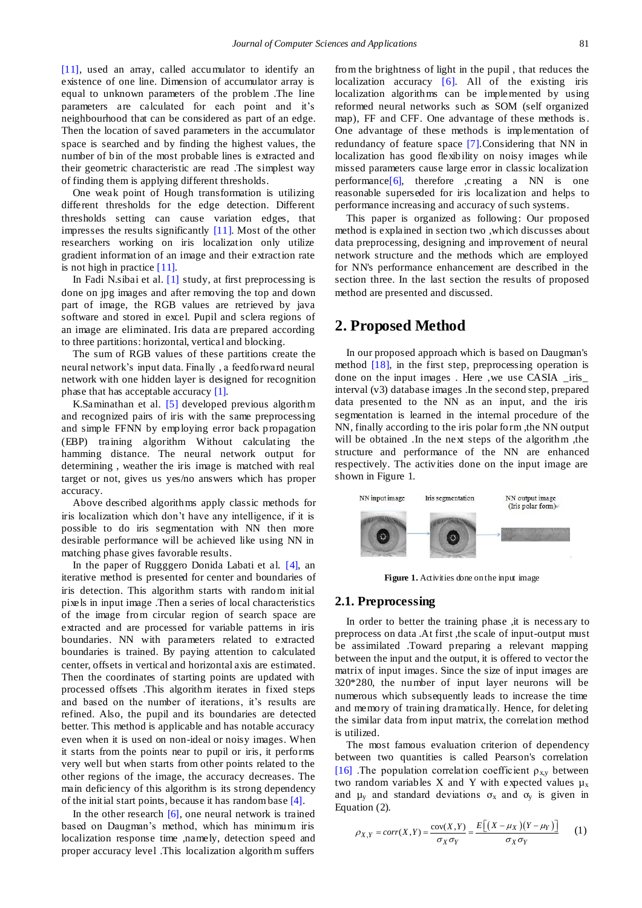[11], used an array, called accumulator to identify an existence of one line. Dimension of accumulator array is equal to unknown parameters of the problem .The line parameters are calculated for each point and it's neighbourhood that can be considered as part of an edge. Then the location of saved parameters in the accumulator space is searched and by finding the highest values, the number of bin of the most probable lines is extracted and their geometric characteristic are read .The simplest way of finding them is applying different thresholds.

One weak point of Hough transformation is utilizing different thresholds for the edge detection. Different thresholds setting can cause variation edges, that impresses the results significantly [11]. Most of the other researchers working on iris localization only utilize gradient information of an image and their extraction rate is not high in practice [11].

In Fadi N.sibai et al. [1] study, at first preprocessing is done on jpg images and after removing the top and down part of image, the RGB values are retrieved by java software and stored in excel. Pupil and sclera regions of an image are eliminated. Iris data are prepared according to three partitions: horizontal, vertical and blocking.

The sum of RGB values of these partitions create the neural network's input data. Finally , a feedforward neural network with one hidden layer is designed for recognition phase that has acceptable accuracy [1].

K.Saminathan et al. [5] developed previous algorithm and recognized pairs of iris with the same preprocessing and simple FFNN by employing error back propagation (EBP) training algorithm Without calculating the hamming distance. The neural network output for determining , weather the iris image is matched with real target or not, gives us yes/no answers which has proper accuracy.

Above described algorithms apply classic methods for iris localization which don't have any intelligence, if it is possible to do iris segmentation with NN then more desirable performance will be achieved like using NN in matching phase gives favorable results.

In the paper of Rugggero Donida Labati et al. [4], an iterative method is presented for center and boundaries of iris detection. This algorithm starts with random initial pixels in input image .Then a series of local characteristics of the image from circular region of search space are extracted and are processed for variable patterns in iris boundaries. NN with parameters related to extracted boundaries is trained. By paying attention to calculated center, offsets in vertical and horizontal axis are estimated. Then the coordinates of starting points are updated with processed offsets .This algorithm iterates in fixed steps and based on the number of iterations, it's results are refined. Also, the pupil and its boundaries are detected better. This method is applicable and has notable accuracy even when it is used on non-ideal or noisy images. When it starts from the points near to pupil or iris, it performs very well but when starts from other points related to the other regions of the image, the accuracy decreases. The main deficiency of this algorithm is its strong dependency of the initial start points, because it has random base [4].

In the other research [6], one neural network is trained based on Daugman's method, which has minimum iris localization response time ,namely, detection speed and proper accuracy level .This localization algorithm suffers from the brightness of light in the pupil , that reduces the localization accuracy [6]. All of the existing iris localization algorithms can be implemented by using reformed neural networks such as SOM (self organized map), FF and CFF. One advantage of these methods is. One advantage of these methods is implementation of redundancy of feature space [7].Considering that NN in localization has good flexibility on noisy images while missed parameters cause large error in classic localization performance[6], therefore ,creating a NN is one reasonable superseded for iris localization and helps to performance increasing and accuracy of such systems.

This paper is organized as following: Our proposed method is explained in section two ,which discusses about data preprocessing, designing and improvement of neural network structure and the methods which are employed for NN's performance enhancement are described in the section three. In the last section the results of proposed method are presented and discussed.

## 2. Proposed Method

In our proposed approach which is based on Daugman's method [18], in the first step, preprocessing operation is done on the input images . Here ,we use CASIA _iris_ interval (v3) database images .In the second step, prepared data presented to the NN as an input, and the iris segmentation is learned in the internal procedure of the NN, finally according to the iris polar form ,the NN output will be obtained .In the next steps of the algorithm ,the structure and performance of the NN are enhanced respectively. The activities done on the input image are shown in Figure 1.

NN input image — Iris segmentation — NN output image (Iris polar form)

**Figure 1.** Activities done on the input image

### 2.1. Preprocessing

In order to better the training phase ,it is necessary to preprocess on data .At first ,the scale of input-output must be assimilated .Toward preparing a relevant mapping between the input and the output, it is offered to vector the matrix of input images. Since the size of input images are 320*280, the number of input layer neurons will be numerous which subsequently leads to increase the time and memory of training dramatically. Hence, for deleting the similar data from input matrix, the correlation method is utilized.

The most famous evaluation criterion of dependency between two quantities is called Pearson's correlation [16] .The population correlation coefficient $\rho_{xy}$ between two random variables X and Y with expected values $\mu_x$ and $\mu_y$ and standard deviations $\sigma_x$ and $\sigma_y$ is given in Equation (2).

$$\rho_{X,Y} = corr(X,Y) = \frac{\text{cov}(X,Y)}{\sigma_X \sigma_Y} = \frac{E\left[(X-\mu_X)(Y-\mu_Y)\right]}{\sigma_X \sigma_Y} \quad (1)$$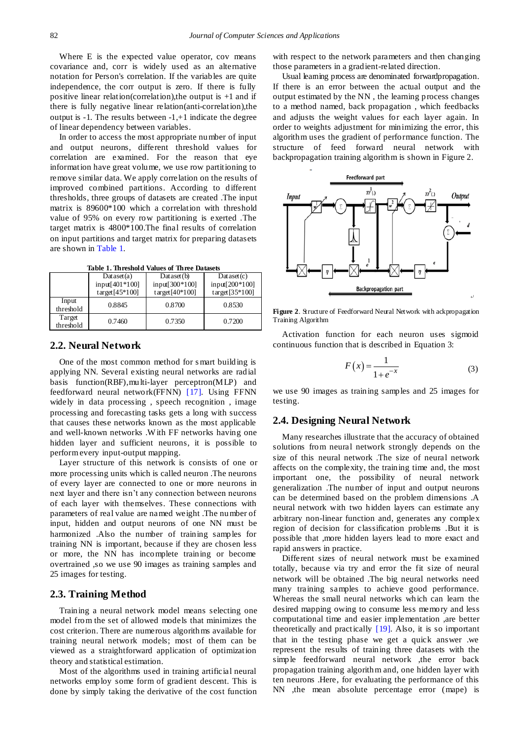Where E is the expected value operator, cov means covariance and, corr is widely used as an alternative notation for Person's correlation. If the variables are quite independence, the corr output is zero. If there is fully positive linear relation(correlation),the output is +1 and if there is fully negative linear relation(anti-correlation),the output is -1. The results between -1,+1 indicate the degree of linear dependency between variables.

In order to access the most appropriate number of input and output neurons, different threshold values for correlation are examined. For the reason that eye information have great volume, we use row partitioning to remove similar data. We apply correlation on the results of improved combined partitions. According to different thresholds, three groups of datasets are created .The input matrix is 89600*100 which a correlation with threshold value of 95% on every row partitioning is exerted .The target matrix is 4800*100.The final results of correlation on input partitions and target matrix for preparing datasets are shown in Table 1.

**Table 1. Threshold Values of Three Datasets**

| | Dataset(a) input[401*100] target[45*100] | Dataset(b) input[300*100] target[40*100] | Dataset(c) input[200*100] target[35*100] |
|---|---|---|---|
| Input threshold | 0.8845 | 0.8700 | 0.8530 |
| Target threshold | 0.7460 | 0.7350 | 0.7200 |

## 2.2. Neural Network

One of the most common method for smart building is applying NN. Several existing neural networks are radial basis function(RBF),multi-layer perceptron(MLP) and feedforward neural network(FFNN) [17]. Using FFNN widely in data processing , speech recognition , image processing and forecasting tasks gets a long with success that causes these networks known as the most applicable and well-known networks .With FF networks having one hidden layer and sufficient neurons, it is possible to perform every input-output mapping.

Layer structure of this network is consists of one or more processing units which is called neuron .The neurons of every layer are connected to one or more neurons in next layer and there isn't any connection between neurons of each layer with themselves. These connections with parameters of real value are named weight .The number of input, hidden and output neurons of one NN must be harmonized .Also the number of training samples for training NN is important, because if they are chosen less or more, the NN has incomplete training or become overtrained ,so we use 90 images as training samples and 25 images for testing.

## 2.3. Training Method

Training a neural network model means selecting one model from the set of allowed models that minimizes the cost criterion. There are numerous algorithms available for training neural network models; most of them can be viewed as a straightforward application of optimization theory and statistical estimation.

Most of the algorithms used in training artificial neural networks employ some form of gradient descent. This is done by simply taking the derivative of the cost function with respect to the network parameters and then changing those parameters in a gradient-related direction.

Usual learning process are denominated forwardpropagation. If there is an error between the actual output and the output estimated by the NN , the learning process changes to a method named, back propagation , which feedbacks and adjusts the weight values for each layer again. In order to weights adjustment for minimizing the error, this algorithm uses the gradient of performance function. The structure of feed forward neural network with backpropagation training algorithm is shown in Figure 2.

**Figure 2**. Structure of Feedforward Neural Network with ackpropagation Training Algorithm

Activation function for each neuron uses sigmoid continuous function that is described in Equation 3:

$$F(x) = \frac{1}{1+e^{-x}} \tag{3}$$

we use 90 images as training samples and 25 images for testing.

## 2.4. Designing Neural Network

Many researches illustrate that the accuracy of obtained solutions from neural network strongly depends on the size of this neural network .The size of neural network affects on the complexity, the training time and, the most important one, the possibility of neural network generalization .The number of input and output neurons can be determined based on the problem dimensions .A neural network with two hidden layers can estimate any arbitrary non-linear function and, generates any complex region of decision for classification problems .But it is possible that ,more hidden layers lead to more exact and rapid answers in practice.

Different sizes of neural network must be examined totally, because via try and error the fit size of neural network will be obtained .The big neural networks need many training samples to achieve good performance. Whereas the small neural networks which can learn the desired mapping owing to consume less memory and less computational time and easier implementation ,are better theoretically and practically [19]. Also, it is so important that in the testing phase we get a quick answer .we represent the results of training three datasets with the simple feedforward neural network ,the error back propagation training algorithm and, one hidden layer with ten neurons .Here, for evaluating the performance of this NN ,the mean absolute percentage error (mape) is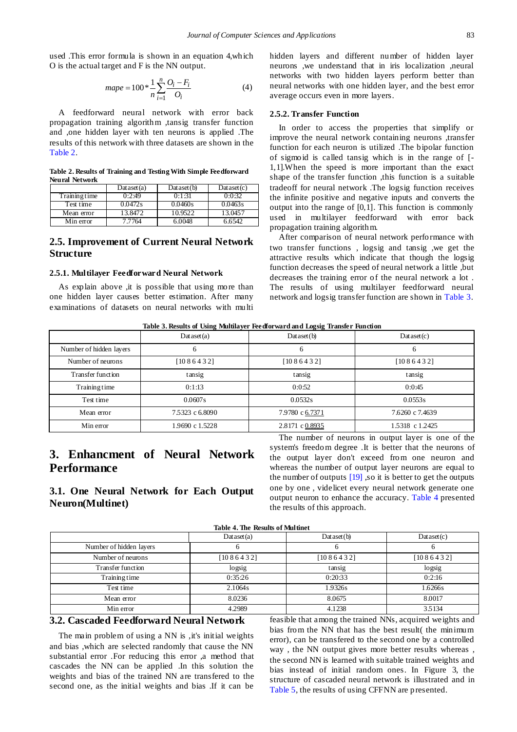used .This error formula is shown in an equation 4,which O is the actual target and F is the NN output.

$$mape = 100 * \frac{1}{n} \sum_{i=1}^{n} \frac{O_i - F_i}{O_i} \tag{4}$$

A feedforward neural network with error back propagation training algorithm ,tansig transfer function and ,one hidden layer with ten neurons is applied .The results of this network with three datasets are shown in the Table 2.

**Table 2. Results of Training and Testing With Simple Feedforward Neural Network**

| | Dataset(a) | Dataset(b) | Dataset(c) |
|---|---|---|---|
| Training time | 0:2:49 | 0:1:31 | 0:0:32 |
| Test time | 0.0472s | 0.0460s | 0.0463s |
| Mean error | 13.8472 | 10.9522 | 13.0457 |
| Min error | 7.7764 | 6.0048 | 6.6542 |

## 2.5. Improvement of Current Neural Network Structure

### 2.5.1. Multilayer Feedforward Neural Network

As explain above ,it is possible that using more than one hidden layer causes better estimation. After many examinations of datasets on neural networks with multi hidden layers and different number of hidden layer neurons ,we understand that in iris localization ,neural networks with two hidden layers perform better than neural networks with one hidden layer, and the best error average occurs even in more layers.

### 2.5.2. Transfer Function

In order to access the properties that simplify or improve the neural network containing neurons ,transfer function for each neuron is utilized .The bipolar function of sigmoid is called tansig which is in the range of [-1,1].When the speed is more important than the exact shape of the transfer function ,this function is a suitable tradeoff for neural network .The logsig function receives the infinite positive and negative inputs and converts the output into the range of [0,1]. This function is commonly used in multilayer feedforward with error back propagation training algorithm.

After comparison of neural network performance with two transfer functions , logsig and tansig ,we get the attractive results which indicate that though the logsig function decreases the speed of neural network a little ,but decreases the training error of the neural network a lot . The results of using multilayer feedforward neural network and logsig transfer function are shown in Table 3.

**Table 3. Results of Using Multilayer Feedforward and Logsig Transfer Function**

| | Dataset(a) | Dataset(b) | Dataset(c) |
|---|---|---|---|
| Number of hidden layers | 6 | 6 | 6 |
| Number of neurons | [10 8 6 4 3 2] | [10 8 6 4 3 2] | [10 8 6 4 3 2] |
| Transfer function | tansig | tansig | tansig |
| Training time | 0:1:13 | 0:0:52 | 0:0:45 |
| Test time | 0.0607s | 0.0532s | 0.0553s |
| Mean error | 7.5323 c 6.8090 | 7.9780 c 6.7371 | 7.6260 c 7.4639 |
| Min error | 1.9690 c 1.5228 | 2.8171 c 0.8935 | 1.5318 c 1.2425 |

# 3. Enhancment of Neural Network Performance

## 3.1. One Neural Network for Each Output Neuron(Multinet)

The number of neurons in output layer is one of the system's freedom degree .It is better that the neurons of the output layer don't exceed from one neuron and whereas the number of output layer neurons are equal to the number of outputs [19] ,so it is better to get the outputs one by one , videlicet every neural network generate one output neuron to enhance the accuracy. Table 4 presented the results of this approach.

**Table 4. The Results of Multinet**

| | Dataset(a) | Dataset(b) | Dataset(c) |
|---|---|---|---|
| Number of hidden layers | 6 | 6 | 6 |
| Number of neurons | [10 8 6 4 3 2] | [10 8 6 4 3 2] | [10 8 6 4 3 2] |
| Transfer function | logsig | tansig | logsig |
| Training time | 0:35:26 | 0:20:33 | 0:2:16 |
| Test time | 2.1064s | 1.9326s | 1.6266s |
| Mean error | 8.0236 | 8.0675 | 8.0017 |
| Min error | 4.2989 | 4.1238 | 3.5134 |

## 3.2. Cascaded Feedforward Neural Network

The main problem of using a NN is ,it's initial weights and bias ,which are selected randomly that cause the NN substantial error .For reducing this error ,a method that cascades the NN can be applied .In this solution the weights and bias of the trained NN are transfered to the second one, as the initial weights and bias .If it can be feasible that among the trained NNs, acquired weights and bias from the NN that has the best result( the minimum error), can be transfered to the second one by a controlled way , the NN output gives more better results whereas , the second NN is learned with suitable trained weights and bias instead of initial random ones. In Figure 3, the structure of cascaded neural network is illustrated and in Table 5, the results of using CFFNN are presented.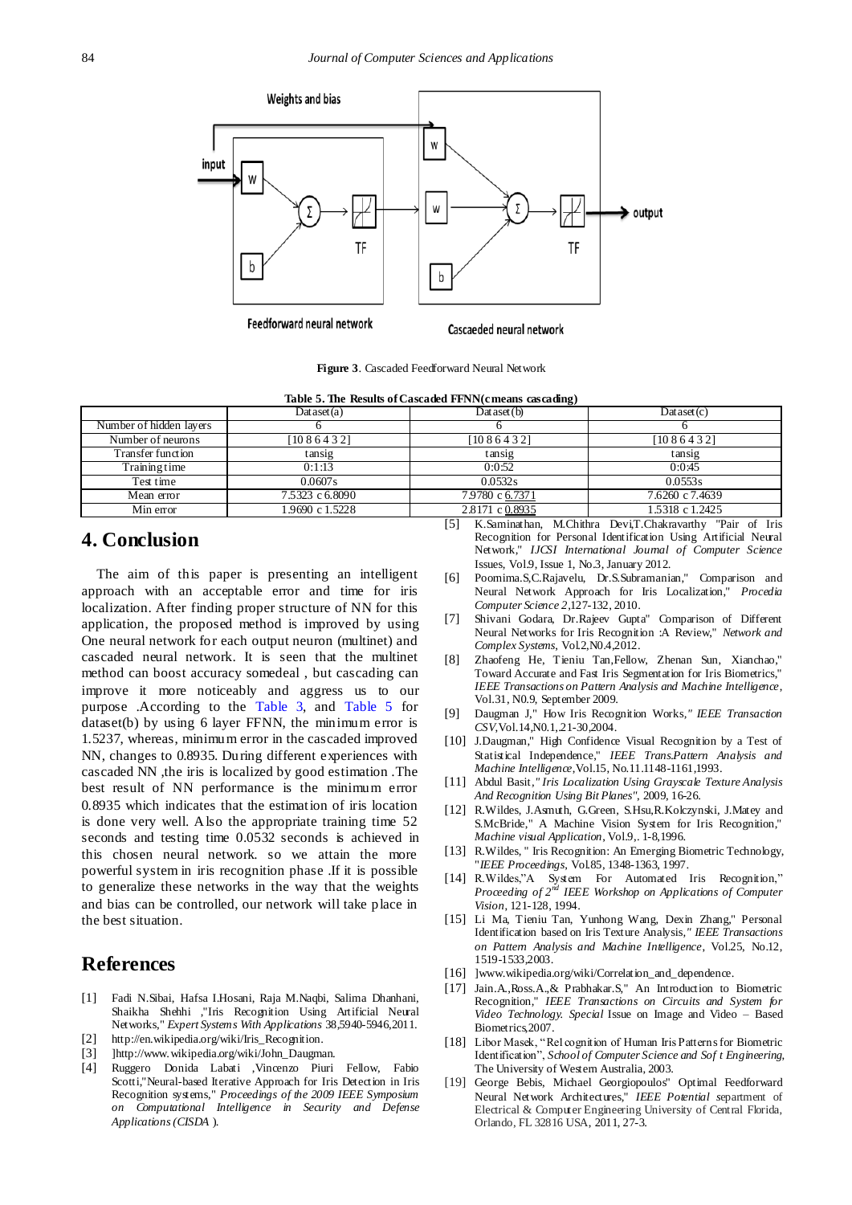Weights and bias

input

w

b

Σ

TF

Feedforward neural network

w

w

b

Σ

TF

output

Cascaded neural network

**Figure 3**. Cascaded Feedforward Neural Network

**Table 5. The Results of Cascaded FFNN(cmeans cascading)**

| | Dataset(a) | Dataset(b) | Dataset(c) |
|---|---|---|---|
| Number of hidden layers | 6 | 6 | 6 |
| Number of neurons | [10 8 6 4 3 2] | [10 8 6 4 3 2] | [10 8 6 4 3 2] |
| Transfer function | tansig | tansig | tansig |
| Training time | 0:1:13 | 0:0:52 | 0:0:45 |
| Test time | 0.0607s | 0.0532s | 0.0553s |
| Mean error | 7.5323 c 6.8090 | 7.9780 c 6.7371 | 7.6260 c 7.4639 |
| Min error | 1.9690 c 1.5228 | 2.8171 c 0.8935 | 1.5318 c 1.2425 |

## 4. Conclusion

The aim of this paper is presenting an intelligent approach with an acceptable error and time for iris localization. After finding proper structure of NN for this application, the proposed method is improved by using One neural network for each output neuron (multinet) and cascaded neural network. It is seen that the multinet method can boost accuracy somedeal , but cascading can improve it more noticeably and aggress us to our purpose .According to the Table 3, and Table 5 for dataset(b) by using 6 layer FFNN, the minimum error is 1.5237, whereas, minimum error in the cascaded improved NN, changes to 0.8935. During different experiences with cascaded NN ,the iris is localized by good estimation .The best result of NN performance is the minimum error 0.8935 which indicates that the estimation of iris location is done very well. Also the appropriate training time 52 seconds and testing time 0.0532 seconds is achieved in this chosen neural network. so we attain the more powerful system in iris recognition phase .If it is possible to generalize these networks in the way that the weights and bias can be controlled, our network will take place in the best situation.

## References

[1] Fadi N.Sibai, Hafsa I.Hosani, Raja M.Naqbi, Salima Dhanhani, Shaikha Shehhi ,"Iris Recognition Using Artificial Neural Networks," *Expert Systems With Applications* 38,5940-5946,2011.

[2] http://en.wikipedia.org/wiki/Iris_Recognition.

[3] ]http://www.wikipedia.org/wiki/John_Daugman.

[4] Ruggero Donida Labati ,Vincenzo Piuri Fellow, Fabio Scotti,"Neural-based Iterative Approach for Iris Detection in Iris Recognition systems," *Proceedings of the 2009 IEEE Symposium on Computational Intelligence in Security and Defense Applications (CISDA ).*

[5] K.Saminathan, M.Chithra Devi,T.Chakravarthy "Pair of Iris Recognition for Personal Identification Using Artificial Neural Network," *IJCSI International Journal of Computer Science* Issues, Vol.9, Issue 1, No.3, January 2012.

[6] Poornima.S,C.Rajavelu, Dr.S.Subramanian," Comparison and Neural Network Approach for Iris Localization," *Procedia Computer Science 2*,127-132, 2010.

[7] Shivani Godara, Dr.Rajeev Gupta" Comparison of Different Neural Networks for Iris Recognition :A Review," *Network and Complex Systems*, Vol.2,N0.4,2012.

[8] Zhaofeng He, Tieniu Tan,Fellow, Zhenan Sun, Xianchao," Toward Accurate and Fast Iris Segmentation for Iris Biometrics," *IEEE Transactions on Pattern Analysis and Machine Intelligence*, Vol.31, N0.9, September 2009.

[9] Daugman J," How Iris Recognition Works*," IEEE Transaction CSV*,Vol.14,N0.1,.21-30,2004.

[10] J.Daugman," High Confidence Visual Recognition by a Test of Statistical Independence," *IEEE Trans.Pattern Analysis and Machine Intelligence*,Vol.15, No.11.1148-1161,1993.

[11] Abdul Basit*," Iris Localization Using Grayscale Texture Analysis And Recognition Using Bit Planes"*, 2009, 16-26.

[12] R.Wildes, J.Asmuth, G.Green, S.Hsu,R.Kolczynski, J.Matey and S.McBride," A Machine Vision System for Iris Recognition," *Machine visual Application*, Vol.9,. 1-8,1996.

[13] R.Wildes, " Iris Recognition: An Emerging Biometric Technology, "*IEEE Proceedings*, Vol.85, 1348-1363, 1997.

[14] R.Wildes,"A System For Automated Iris Recognition," *Proceeding of 2nd IEEE Workshop on Applications of Computer Vision*, 121-128, 1994.

[15] Li Ma, Tieniu Tan, Yunhong Wang, Dexin Zhang," Personal Identification based on Iris Texture Analysis*," IEEE Transactions on Pattern Analysis and Machine Intelligence*, Vol.25, No.12, 1519-1533,2003.

[16] ]www.wikipedia.org/wiki/Correlation_and_dependence.

[17] Jain.A.,Ross.A.,& Prabhakar.S," An Introduction to Biometric Recognition," *IEEE Transactions on Circuits and System for Video Technology. Special* Issue on Image and Video – Based Biometrics,2007.

[18] Libor Masek, "Relcognition of Human Iris Patterns for Biometric Identification", *School of Computer Science and Sof t Engineering*, The University of Western Australia, 2003.

[19] George Bebis, Michael Georgiopoulos" Optimal Feedforward Neural Network Architectures," *IEEE Potential* separtment of Electrical & Computer Engineering University of Central Florida, Orlando, FL 32816 USA, 2011, 27-3.